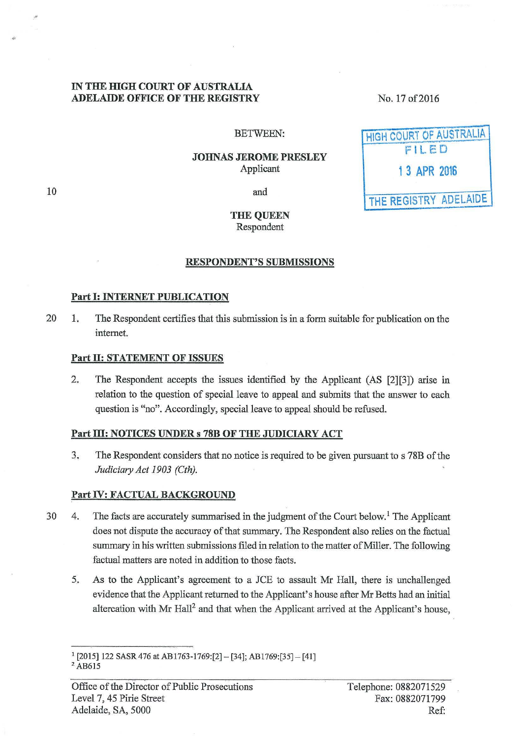**IN THE HIGH COURT OF AUSTRALIA**
**ADELAIDE OFFICE OF THE REGISTRY**

No. 17 of 2016

HIGH COURT OF AUSTRALIA
FILED
13 APR 2016
THE REGISTRY ADELAIDE

BETWEEN:

**JOHNAS JEROME PRESLEY**
Applicant

and

**THE QUEEN**
Respondent

## RESPONDENT'S SUBMISSIONS

### Part I: INTERNET PUBLICATION

1. The Respondent certifies that this submission is in a form suitable for publication on the internet.

### Part II: STATEMENT OF ISSUES

2. The Respondent accepts the issues identified by the Applicant (AS [2][3]) arise in relation to the question of special leave to appeal and submits that the answer to each question is "no". Accordingly, special leave to appeal should be refused.

### Part III: NOTICES UNDER s 78B OF THE JUDICIARY ACT

3. The Respondent considers that no notice is required to be given pursuant to s 78B of the *Judiciary Act 1903 (Cth).*

### Part IV: FACTUAL BACKGROUND

4. The facts are accurately summarised in the judgment of the Court below.[1] The Applicant does not dispute the accuracy of that summary. The Respondent also relies on the factual summary in his written submissions filed in relation to the matter of Miller. The following factual matters are noted in addition to those facts.

5. As to the Applicant's agreement to a JCE to assault Mr Hall, there is unchallenged evidence that the Applicant returned to the Applicant's house after Mr Betts had an initial altercation with Mr Hall[2] and that when the Applicant arrived at the Applicant's house,

---

[1] [2015] 122 SASR 476 at AB1763-1769:[2] – [34]; AB1769:[35] – [41]
[2] AB615

Office of the Director of Public Prosecutions
Level 7, 45 Pirie Street
Adelaide, SA, 5000

Telephone: 0882071529
Fax: 0882071799
Ref: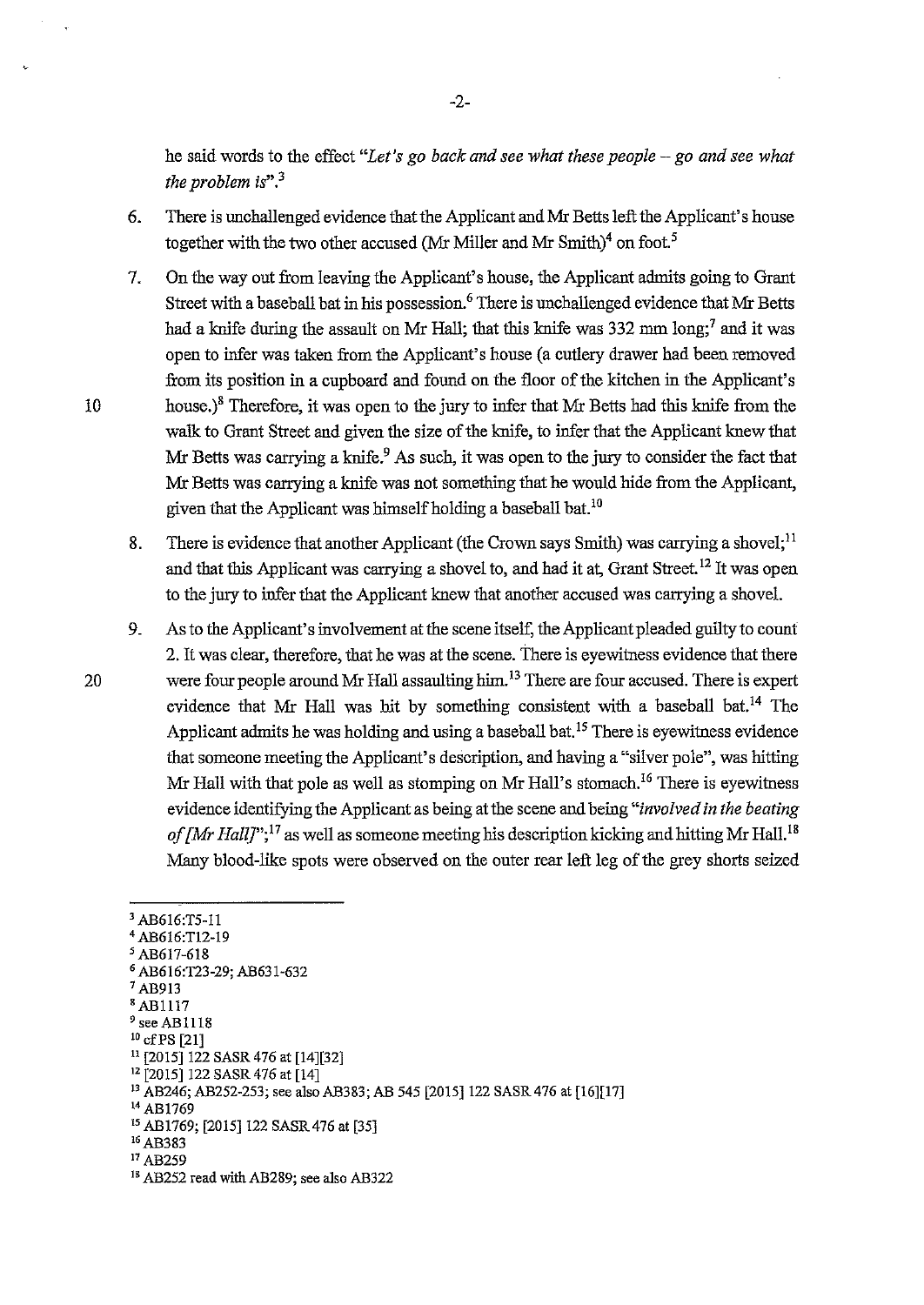he said words to the effect "*Let's go back and see what these people – go and see what the problem is*".[3]

6. There is unchallenged evidence that the Applicant and Mr Betts left the Applicant's house together with the two other accused (Mr Miller and Mr Smith)[4] on foot.[5]

7. On the way out from leaving the Applicant's house, the Applicant admits going to Grant Street with a baseball bat in his possession.[6] There is unchallenged evidence that Mr Betts had a knife during the assault on Mr Hall; that this knife was 332 mm long;[7] and it was open to infer was taken from the Applicant's house (a cutlery drawer had been removed from its position in a cupboard and found on the floor of the kitchen in the Applicant's house.)[8] Therefore, it was open to the jury to infer that Mr Betts had this knife from the walk to Grant Street and given the size of the knife, to infer that the Applicant knew that Mr Betts was carrying a knife.[9] As such, it was open to the jury to consider the fact that Mr Betts was carrying a knife was not something that he would hide from the Applicant, given that the Applicant was himself holding a baseball bat.[10]

8. There is evidence that another Applicant (the Crown says Smith) was carrying a shovel;[11] and that this Applicant was carrying a shovel to, and had it at, Grant Street.[12] It was open to the jury to infer that the Applicant knew that another accused was carrying a shovel.

9. As to the Applicant's involvement at the scene itself, the Applicant pleaded guilty to count 2. It was clear, therefore, that he was at the scene. There is eyewitness evidence that there were four people around Mr Hall assaulting him.[13] There are four accused. There is expert evidence that Mr Hall was hit by something consistent with a baseball bat.[14] The Applicant admits he was holding and using a baseball bat.[15] There is eyewitness evidence that someone meeting the Applicant's description, and having a "silver pole", was hitting Mr Hall with that pole as well as stomping on Mr Hall's stomach.[16] There is eyewitness evidence identifying the Applicant as being at the scene and being "*involved in the beating of [Mr Hall]*";[17] as well as someone meeting his description kicking and hitting Mr Hall.[18] Many blood-like spots were observed on the outer rear left leg of the grey shorts seized

---

[3] AB616:T5-11
[4] AB616:T12-19
[5] AB617-618
[6] AB616:T23-29; AB631-632
[7] AB913
[8] AB1117
[9] see AB1118
[10] cf PS [21]
[11] [2015] 122 SASR 476 at [14][32]
[12] [2015] 122 SASR 476 at [14]
[13] AB246; AB252-253; see also AB383; AB 545 [2015] 122 SASR 476 at [16][17]
[14] AB1769
[15] AB1769; [2015] 122 SASR 476 at [35]
[16] AB383
[17] AB259
[18] AB252 read with AB289; see also AB322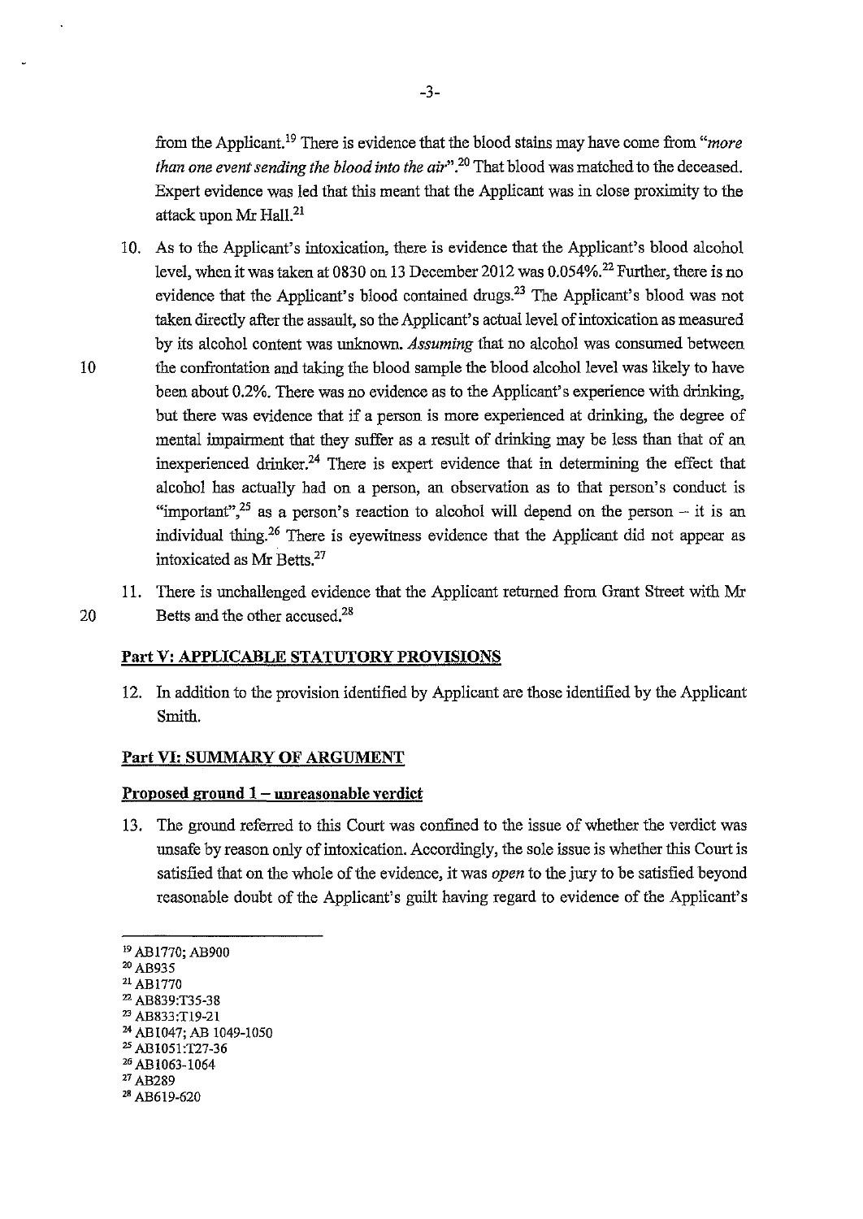from the Applicant.[19] There is evidence that the blood stains may have come from *"more than one event sending the blood into the air"*.[20] That blood was matched to the deceased. Expert evidence was led that this meant that the Applicant was in close proximity to the attack upon Mr Hall.[21]

10. As to the Applicant's intoxication, there is evidence that the Applicant's blood alcohol level, when it was taken at 0830 on 13 December 2012 was 0.054%.[22] Further, there is no evidence that the Applicant's blood contained drugs.[23] The Applicant's blood was not taken directly after the assault, so the Applicant's actual level of intoxication as measured by its alcohol content was unknown. *Assuming* that no alcohol was consumed between the confrontation and taking the blood sample the blood alcohol level was likely to have been about 0.2%. There was no evidence as to the Applicant's experience with drinking, but there was evidence that if a person is more experienced at drinking, the degree of mental impairment that they suffer as a result of drinking may be less than that of an inexperienced drinker.[24] There is expert evidence that in determining the effect that alcohol has actually had on a person, an observation as to that person's conduct is "important",[25] as a person's reaction to alcohol will depend on the person – it is an individual thing.[26] There is eyewitness evidence that the Applicant did not appear as intoxicated as Mr Betts.[27]

11. There is unchallenged evidence that the Applicant returned from Grant Street with Mr Betts and the other accused.[28]

## Part V: APPLICABLE STATUTORY PROVISIONS

12. In addition to the provision identified by Applicant are those identified by the Applicant Smith.

## Part VI: SUMMARY OF ARGUMENT

### Proposed ground 1 – unreasonable verdict

13. The ground referred to this Court was confined to the issue of whether the verdict was unsafe by reason only of intoxication. Accordingly, the sole issue is whether this Court is satisfied that on the whole of the evidence, it was *open* to the jury to be satisfied beyond reasonable doubt of the Applicant's guilt having regard to evidence of the Applicant's

---

[19] AB1770; AB900

[20] AB935

[21] AB1770

[22] AB839:T35-38

[23] AB833:T19-21

[24] AB1047; AB 1049-1050

[25] AB1051:T27-36

[26] AB1063-1064

[27] AB289

[28] AB619-620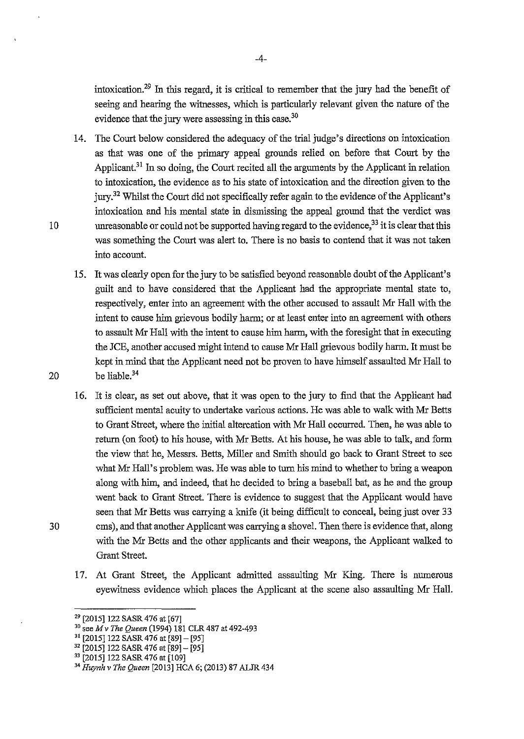intoxication.[29] In this regard, it is critical to remember that the jury had the benefit of seeing and hearing the witnesses, which is particularly relevant given the nature of the evidence that the jury were assessing in this case.[30]

14. The Court below considered the adequacy of the trial judge's directions on intoxication as that was one of the primary appeal grounds relied on before that Court by the Applicant.[31] In so doing, the Court recited all the arguments by the Applicant in relation to intoxication, the evidence as to his state of intoxication and the direction given to the jury.[32] Whilst the Court did not specifically refer again to the evidence of the Applicant's intoxication and his mental state in dismissing the appeal ground that the verdict was unreasonable or could not be supported having regard to the evidence,[33] it is clear that this was something the Court was alert to. There is no basis to contend that it was not taken into account.

15. It was clearly open for the jury to be satisfied beyond reasonable doubt of the Applicant's guilt and to have considered that the Applicant had the appropriate mental state to, respectively, enter into an agreement with the other accused to assault Mr Hall with the intent to cause him grievous bodily harm; or at least enter into an agreement with others to assault Mr Hall with the intent to cause him harm, with the foresight that in executing the JCE, another accused might intend to cause Mr Hall grievous bodily harm. It must be kept in mind that the Applicant need not be proven to have himself assaulted Mr Hall to be liable.[34]

16. It is clear, as set out above, that it was open to the jury to find that the Applicant had sufficient mental acuity to undertake various actions. He was able to walk with Mr Betts to Grant Street, where the initial altercation with Mr Hall occurred. Then, he was able to return (on foot) to his house, with Mr Betts. At his house, he was able to talk, and form the view that he, Messrs. Betts, Miller and Smith should go back to Grant Street to see what Mr Hall's problem was. He was able to turn his mind to whether to bring a weapon along with him, and indeed, that he decided to bring a baseball bat, as he and the group went back to Grant Street. There is evidence to suggest that the Applicant would have seen that Mr Betts was carrying a knife (it being difficult to conceal, being just over 33 cms), and that another Applicant was carrying a shovel. Then there is evidence that, along with the Mr Betts and the other applicants and their weapons, the Applicant walked to Grant Street.

17. At Grant Street, the Applicant admitted assaulting Mr King. There is numerous eyewitness evidence which places the Applicant at the scene also assaulting Mr Hall.

---

[29] [2015] 122 SASR 476 at [67]

[30] see *M v The Queen* (1994) 181 CLR 487 at 492-493

[31] [2015] 122 SASR 476 at [89] – [95]

[32] [2015] 122 SASR 476 at [89] – [95]

[33] [2015] 122 SASR 476 at [109]

[34] *Huynh v The Queen* [2013] HCA 6; (2013) 87 ALJR 434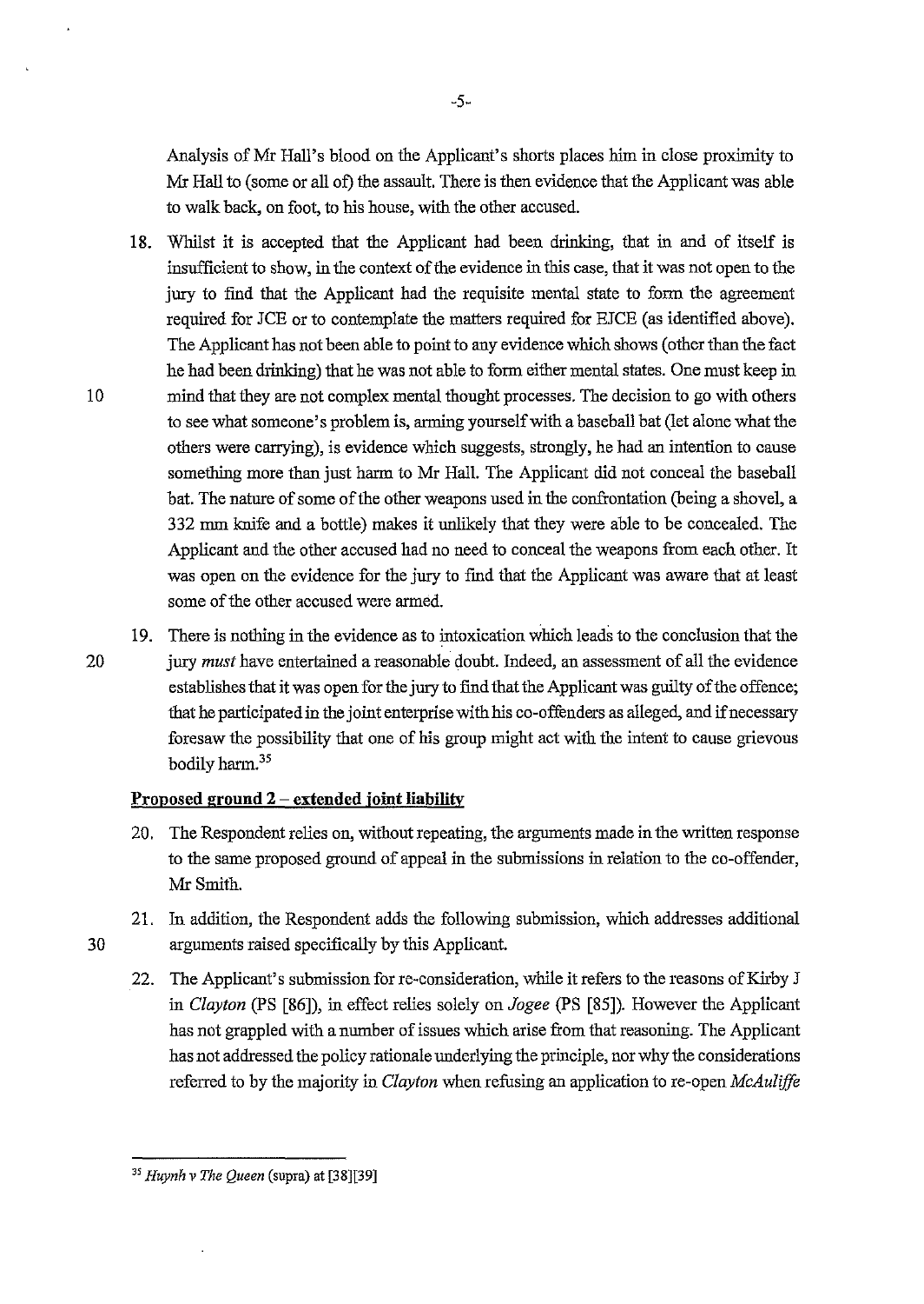Analysis of Mr Hall's blood on the Applicant's shorts places him in close proximity to Mr Hall to (some or all of) the assault. There is then evidence that the Applicant was able to walk back, on foot, to his house, with the other accused.

18. Whilst it is accepted that the Applicant had been drinking, that in and of itself is insufficient to show, in the context of the evidence in this case, that it was not open to the jury to find that the Applicant had the requisite mental state to form the agreement required for JCE or to contemplate the matters required for EJCE (as identified above). The Applicant has not been able to point to any evidence which shows (other than the fact he had been drinking) that he was not able to form either mental states. One must keep in mind that they are not complex mental thought processes. The decision to go with others to see what someone's problem is, arming yourself with a baseball bat (let alone what the others were carrying), is evidence which suggests, strongly, he had an intention to cause something more than just harm to Mr Hall. The Applicant did not conceal the baseball bat. The nature of some of the other weapons used in the confrontation (being a shovel, a 332 mm knife and a bottle) makes it unlikely that they were able to be concealed. The Applicant and the other accused had no need to conceal the weapons from each other. It was open on the evidence for the jury to find that the Applicant was aware that at least some of the other accused were armed.

19. There is nothing in the evidence as to intoxication which leads to the conclusion that the jury *must* have entertained a reasonable doubt. Indeed, an assessment of all the evidence establishes that it was open for the jury to find that the Applicant was guilty of the offence; that he participated in the joint enterprise with his co-offenders as alleged, and if necessary foresaw the possibility that one of his group might act with the intent to cause grievous bodily harm.[35]

**Proposed ground 2 – extended joint liability**

20. The Respondent relies on, without repeating, the arguments made in the written response to the same proposed ground of appeal in the submissions in relation to the co-offender, Mr Smith.

21. In addition, the Respondent adds the following submission, which addresses additional arguments raised specifically by this Applicant.

22. The Applicant's submission for re-consideration, while it refers to the reasons of Kirby J in *Clayton* (PS [86]), in effect relies solely on *Jogee* (PS [85]). However the Applicant has not grappled with a number of issues which arise from that reasoning. The Applicant has not addressed the policy rationale underlying the principle, nor why the considerations referred to by the majority in *Clayton* when refusing an application to re-open *McAuliffe*

---

[35] *Huynh v The Queen* (supra) at [38][39]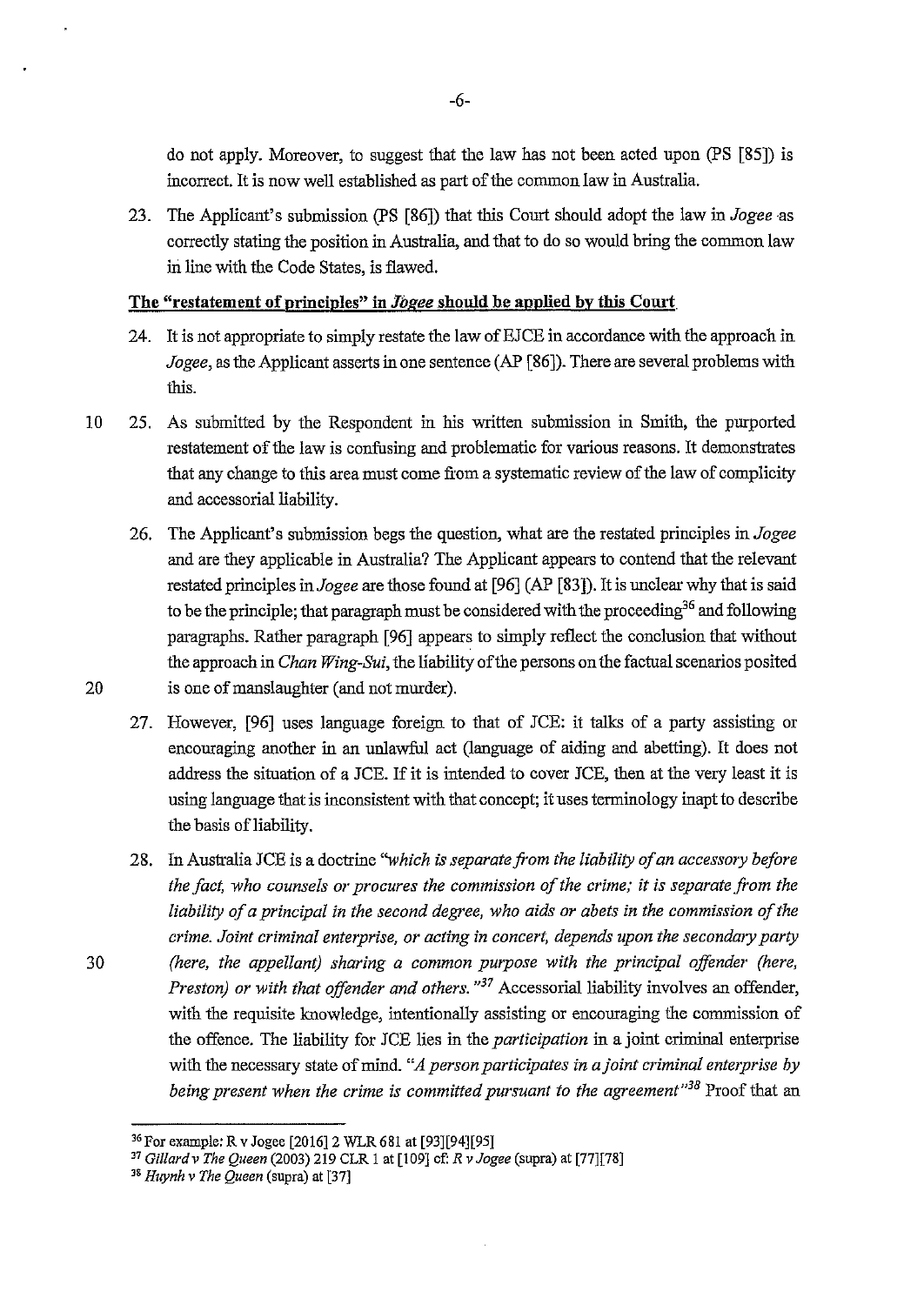do not apply. Moreover, to suggest that the law has not been acted upon (PS [85]) is incorrect. It is now well established as part of the common law in Australia.

23. The Applicant's submission (PS [86]) that this Court should adopt the law in *Jogee* as correctly stating the position in Australia, and that to do so would bring the common law in line with the Code States, is flawed.

**The "restatement of principles" in *Jogee* should be applied by this Court**

24. It is not appropriate to simply restate the law of EJCE in accordance with the approach in *Jogee*, as the Applicant asserts in one sentence (AP [86]). There are several problems with this.

25. As submitted by the Respondent in his written submission in Smith, the purported restatement of the law is confusing and problematic for various reasons. It demonstrates that any change to this area must come from a systematic review of the law of complicity and accessorial liability.

26. The Applicant's submission begs the question, what are the restated principles in *Jogee* and are they applicable in Australia? The Applicant appears to contend that the relevant restated principles in *Jogee* are those found at [96] (AP [83]). It is unclear why that is said to be the principle; that paragraph must be considered with the proceeding[36] and following paragraphs. Rather paragraph [96] appears to simply reflect the conclusion that without the approach in *Chan Wing-Sui*, the liability of the persons on the factual scenarios posited is one of manslaughter (and not murder).

27. However, [96] uses language foreign to that of JCE: it talks of a party assisting or encouraging another in an unlawful act (language of aiding and abetting). It does not address the situation of a JCE. If it is intended to cover JCE, then at the very least it is using language that is inconsistent with that concept; it uses terminology inapt to describe the basis of liability.

28. In Australia JCE is a doctrine *"which is separate from the liability of an accessory before the fact, who counsels or procures the commission of the crime; it is separate from the liability of a principal in the second degree, who aids or abets in the commission of the crime. Joint criminal enterprise, or acting in concert, depends upon the secondary party (here, the appellant) sharing a common purpose with the principal offender (here, Preston) or with that offender and others."*[37] Accessorial liability involves an offender, with the requisite knowledge, intentionally assisting or encouraging the commission of the offence. The liability for JCE lies in the *participation* in a joint criminal enterprise with the necessary state of mind. *"A person participates in a joint criminal enterprise by being present when the crime is committed pursuant to the agreement"*[38] Proof that an

---

[36] For example: R v Jogee [2016] 2 WLR 681 at [93][94][95]

[37] *Gillard v The Queen* (2003) 219 CLR 1 at [109] cf. *R v Jogee* (supra) at [77][78]

[38] *Huynh v The Queen* (supra) at [37]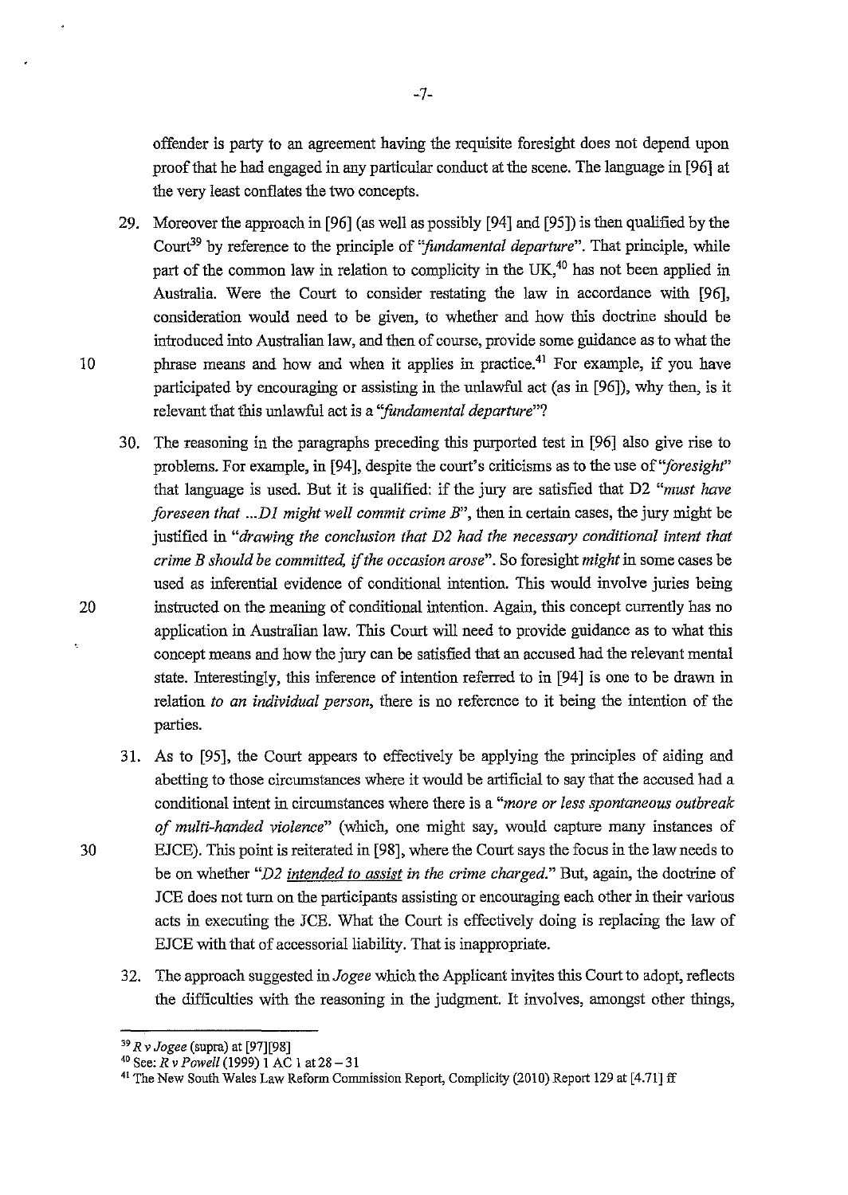offender is party to an agreement having the requisite foresight does not depend upon proof that he had engaged in any particular conduct at the scene. The language in [96] at the very least conflates the two concepts.

29. Moreover the approach in [96] (as well as possibly [94] and [95]) is then qualified by the Court[39] by reference to the principle of *"fundamental departure"*. That principle, while part of the common law in relation to complicity in the UK,[40] has not been applied in Australia. Were the Court to consider restating the law in accordance with [96], consideration would need to be given, to whether and how this doctrine should be introduced into Australian law, and then of course, provide some guidance as to what the phrase means and how and when it applies in practice.[41] For example, if you have participated by encouraging or assisting in the unlawful act (as in [96]), why then, is it relevant that this unlawful act is a *"fundamental departure"*?

30. The reasoning in the paragraphs preceding this purported test in [96] also give rise to problems. For example, in [94], despite the court's criticisms as to the use of *"foresight"* that language is used. But it is qualified: if the jury are satisfied that D2 *"must have foreseen that ...D1 might well commit crime B"*, then in certain cases, the jury might be justified in *"drawing the conclusion that D2 had the necessary conditional intent that crime B should be committed, if the occasion arose"*. So foresight *might* in some cases be used as inferential evidence of conditional intention. This would involve juries being instructed on the meaning of conditional intention. Again, this concept currently has no application in Australian law. This Court will need to provide guidance as to what this concept means and how the jury can be satisfied that an accused had the relevant mental state. Interestingly, this inference of intention referred to in [94] is one to be drawn in relation *to an individual person*, there is no reference to it being the intention of the parties.

31. As to [95], the Court appears to effectively be applying the principles of aiding and abetting to those circumstances where it would be artificial to say that the accused had a conditional intent in circumstances where there is a *"more or less spontaneous outbreak of multi-handed violence"* (which, one might say, would capture many instances of EJCE). This point is reiterated in [98], where the Court says the focus in the law needs to be on whether *"D2 <u>intended to assist</u> in the crime charged."* But, again, the doctrine of JCE does not turn on the participants assisting or encouraging each other in their various acts in executing the JCE. What the Court is effectively doing is replacing the law of EJCE with that of accessorial liability. That is inappropriate.

32. The approach suggested in *Jogee* which the Applicant invites this Court to adopt, reflects the difficulties with the reasoning in the judgment. It involves, amongst other things,

---

[39] *R v Jogee* (supra) at [97][98]

[40] See: *R v Powell* (1999) 1 AC 1 at 28 – 31

[41] The New South Wales Law Reform Commission Report, Complicity (2010) Report 129 at [4.71] ff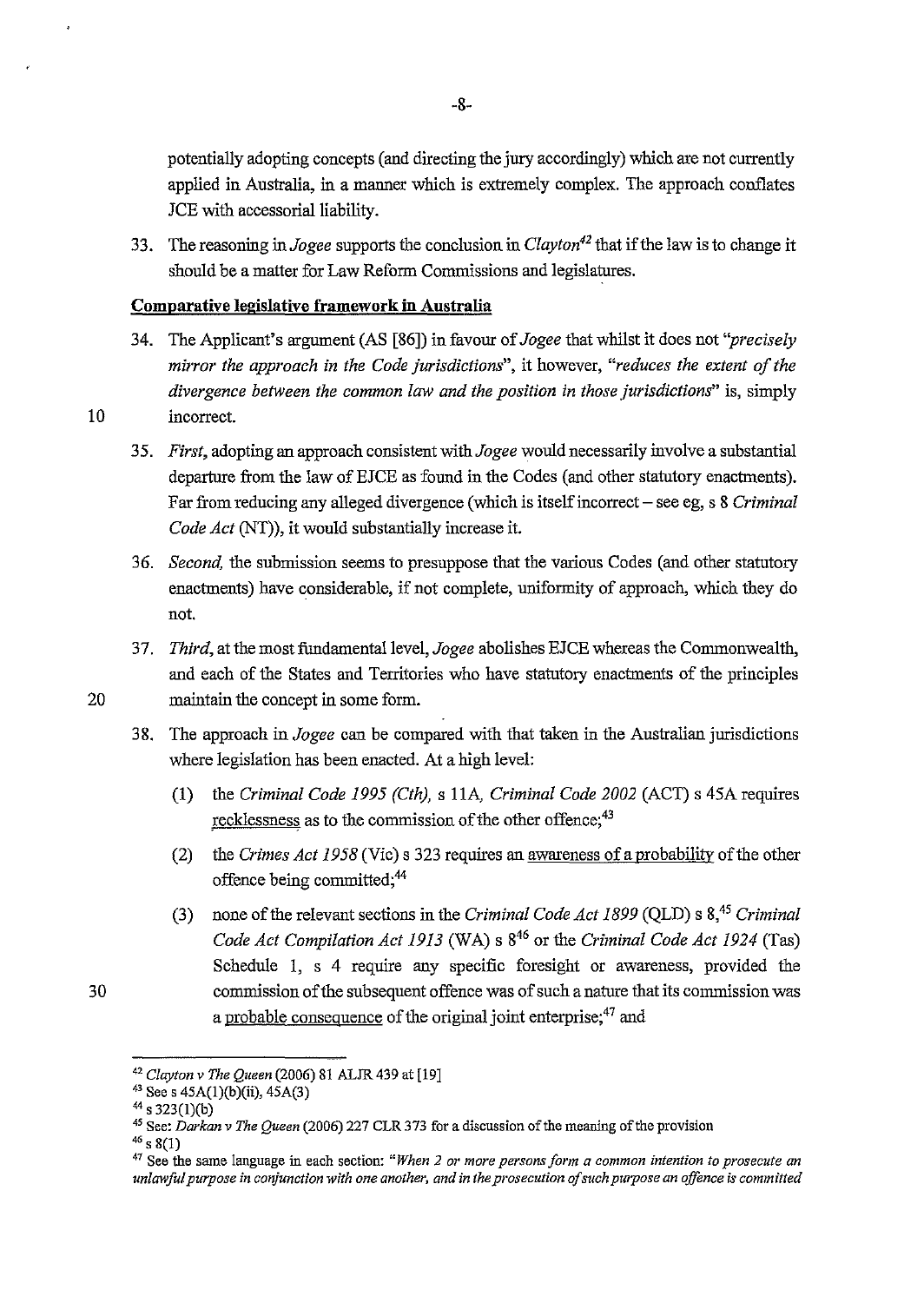potentially adopting concepts (and directing the jury accordingly) which are not currently applied in Australia, in a manner which is extremely complex. The approach conflates JCE with accessorial liability.

33. The reasoning in *Jogee* supports the conclusion in *Clayton*[42] that if the law is to change it should be a matter for Law Reform Commissions and legislatures.

**Comparative legislative framework in Australia**

34. The Applicant's argument (AS [86]) in favour of *Jogee* that whilst it does not *"precisely mirror the approach in the Code jurisdictions"*, it however, *"reduces the extent of the divergence between the common law and the position in those jurisdictions"* is, simply incorrect.

35. *First*, adopting an approach consistent with *Jogee* would necessarily involve a substantial departure from the law of EJCE as found in the Codes (and other statutory enactments). Far from reducing any alleged divergence (which is itself incorrect – see eg, s 8 *Criminal Code Act* (NT)), it would substantially increase it.

36. *Second*, the submission seems to presuppose that the various Codes (and other statutory enactments) have considerable, if not complete, uniformity of approach, which they do not.

37. *Third*, at the most fundamental level, *Jogee* abolishes EJCE whereas the Commonwealth, and each of the States and Territories who have statutory enactments of the principles maintain the concept in some form.

38. The approach in *Jogee* can be compared with that taken in the Australian jurisdictions where legislation has been enacted. At a high level:

    (1) the *Criminal Code 1995 (Cth)*, s 11A, *Criminal Code 2002* (ACT) s 45A requires <u>recklessness</u> as to the commission of the other offence;[43]

    (2) the *Crimes Act 1958* (Vic) s 323 requires an <u>awareness of a probability</u> of the other offence being committed;[44]

    (3) none of the relevant sections in the *Criminal Code Act 1899* (QLD) s 8,[45] *Criminal Code Act Compilation Act 1913* (WA) s 8[46] or the *Criminal Code Act 1924* (Tas) Schedule 1, s 4 require any specific foresight or awareness, provided the commission of the subsequent offence was of such a nature that its commission was a <u>probable consequence</u> of the original joint enterprise;[47] and

---

[42] *Clayton v The Queen* (2006) 81 ALJR 439 at [19]

[43] See s 45A(1)(b)(ii), 45A(3)

[44] s 323(1)(b)

[45] See: *Darkan v The Queen* (2006) 227 CLR 373 for a discussion of the meaning of the provision

[46] s 8(1)

[47] See the same language in each section: *"When 2 or more persons form a common intention to prosecute an unlawful purpose in conjunction with one another, and in the prosecution of such purpose an offence is committed*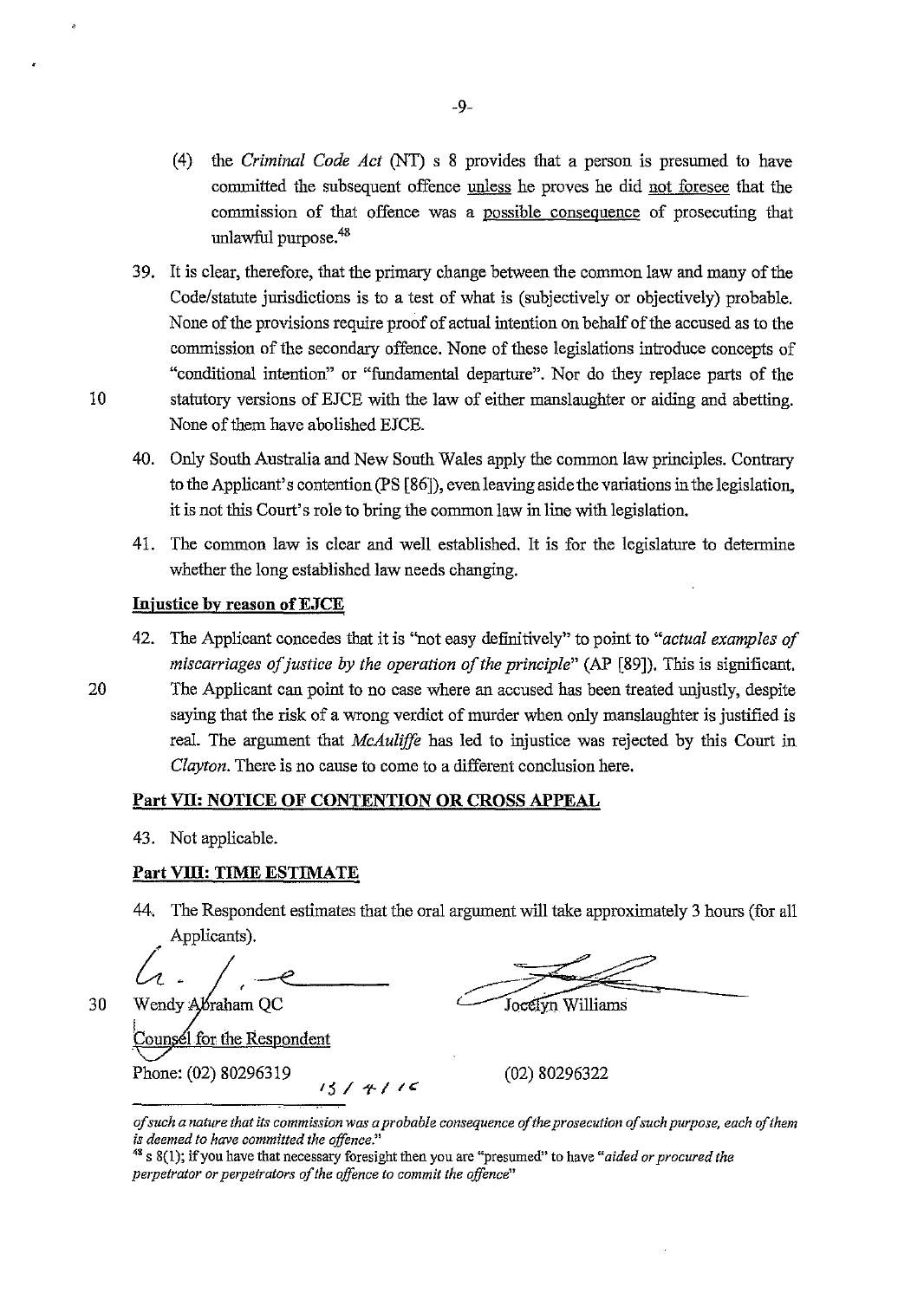(4) the *Criminal Code Act* (NT) s 8 provides that a person is presumed to have committed the subsequent offence unless he proves he did not foresee that the commission of that offence was a possible consequence of prosecuting that unlawful purpose.[48]

39. It is clear, therefore, that the primary change between the common law and many of the Code/statute jurisdictions is to a test of what is (subjectively or objectively) probable. None of the provisions require proof of actual intention on behalf of the accused as to the commission of the secondary offence. None of these legislations introduce concepts of "conditional intention" or "fundamental departure". Nor do they replace parts of the statutory versions of EJCE with the law of either manslaughter or aiding and abetting. None of them have abolished EJCE.

40. Only South Australia and New South Wales apply the common law principles. Contrary to the Applicant's contention (PS [86]), even leaving aside the variations in the legislation, it is not this Court's role to bring the common law in line with legislation.

41. The common law is clear and well established. It is for the legislature to determine whether the long established law needs changing.

**Injustice by reason of EJCE**

42. The Applicant concedes that it is "not easy definitively" to point to "*actual examples of miscarriages of justice by the operation of the principle*" (AP [89]). This is significant. The Applicant can point to no case where an accused has been treated unjustly, despite saying that the risk of a wrong verdict of murder when only manslaughter is justified is real. The argument that *McAuliffe* has led to injustice was rejected by this Court in *Clayton*. There is no cause to come to a different conclusion here.

**Part VII: NOTICE OF CONTENTION OR CROSS APPEAL**

43. Not applicable.

**Part VIII: TIME ESTIMATE**

44. The Respondent estimates that the oral argument will take approximately 3 hours (for all Applicants).

Wendy Abraham QC

Counsel for the Respondent

Phone: (02) 80296319

15 / 4 / 16

Jocelyn Williams

(02) 80296322

---

*of such a nature that its commission was a probable consequence of the prosecution of such purpose, each of them is deemed to have committed the offence.*"

[48] s 8(1); if you have that necessary foresight then you are "presumed" to have "*aided or procured the perpetrator or perpetrators of the offence to commit the offence*"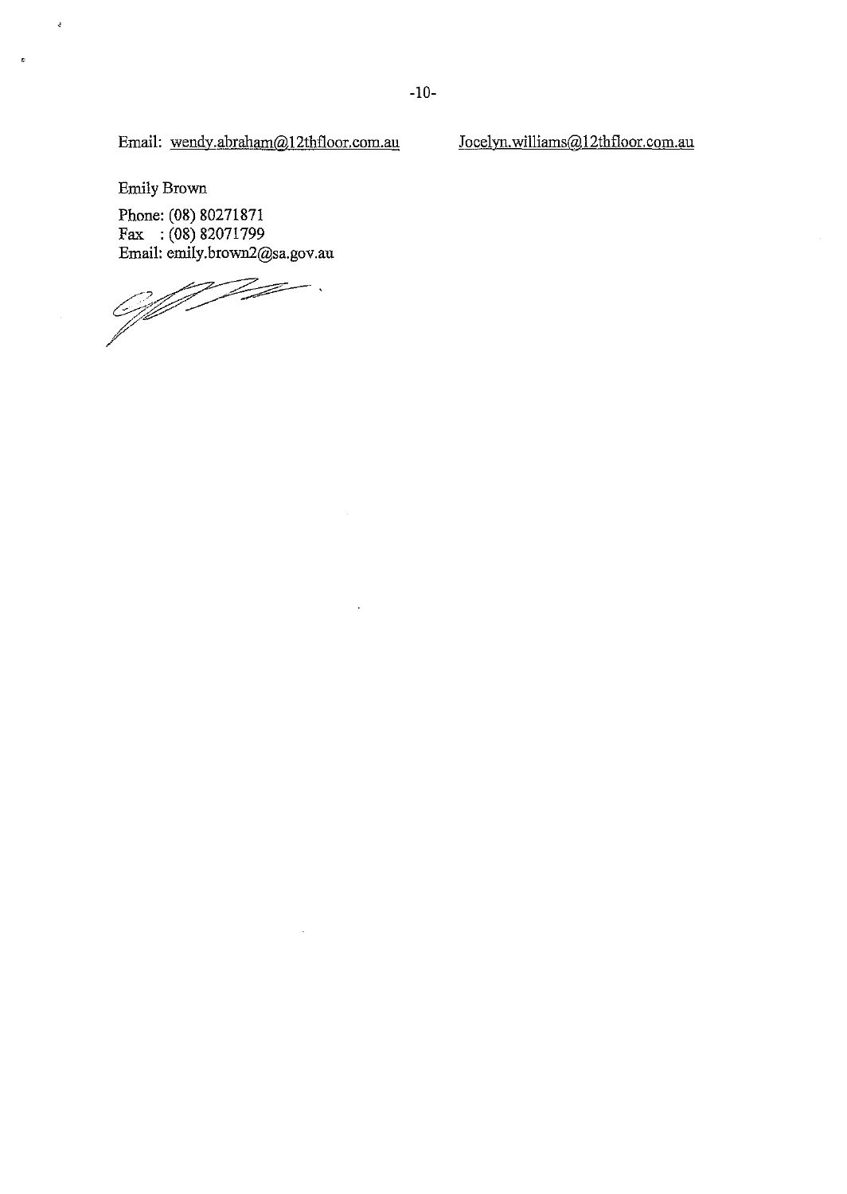Email: wendy.abraham@12thfloor.com.au Jocelyn.williams@12thfloor.com.au

Emily Brown

Phone: (08) 80271871
Fax : (08) 82071799
Email: emily.brown2@sa.gov.au